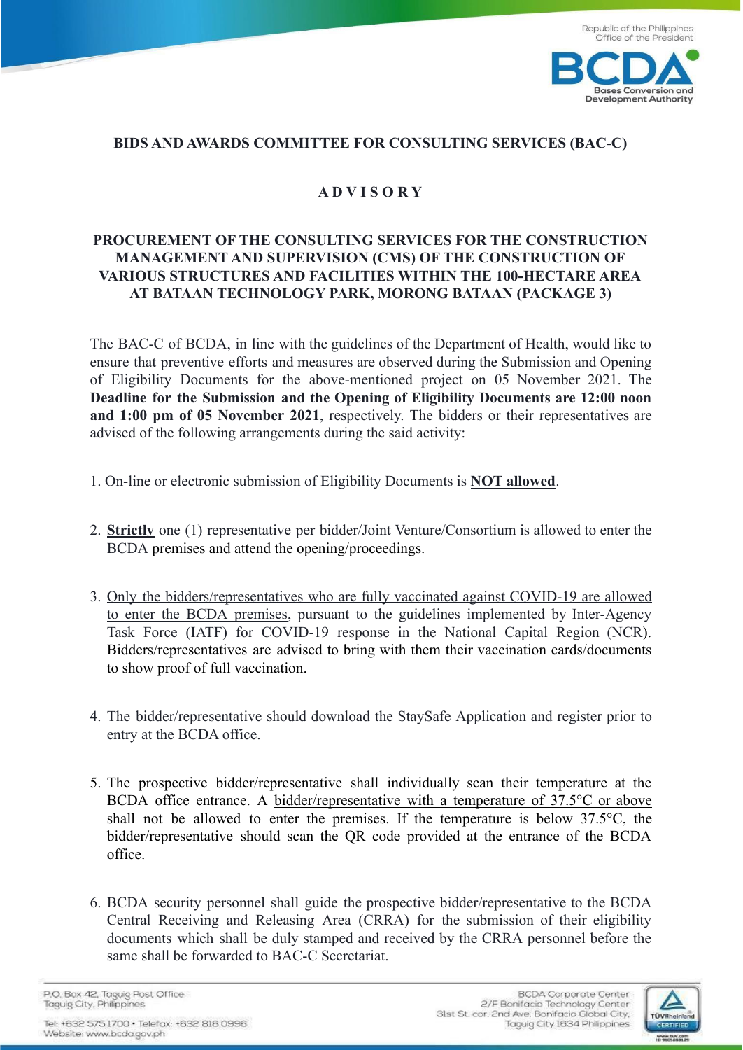Republic of the Philippines
Office of the President

BCDA
Bases Conversion and Development Authority

## BIDS AND AWARDS COMMITTEE FOR CONSULTING SERVICES (BAC-C)

## A D V I S O R Y

## PROCUREMENT OF THE CONSULTING SERVICES FOR THE CONSTRUCTION MANAGEMENT AND SUPERVISION (CMS) OF THE CONSTRUCTION OF VARIOUS STRUCTURES AND FACILITIES WITHIN THE 100-HECTARE AREA AT BATAAN TECHNOLOGY PARK, MORONG BATAAN (PACKAGE 3)

The BAC-C of BCDA, in line with the guidelines of the Department of Health, would like to ensure that preventive efforts and measures are observed during the Submission and Opening of Eligibility Documents for the above-mentioned project on 05 November 2021. The **Deadline for the Submission and the Opening of Eligibility Documents are 12:00 noon and 1:00 pm of 05 November 2021**, respectively. The bidders or their representatives are advised of the following arrangements during the said activity:

1. On-line or electronic submission of Eligibility Documents is **NOT allowed**.

2. **Strictly** one (1) representative per bidder/Joint Venture/Consortium is allowed to enter the BCDA premises and attend the opening/proceedings.

3. Only the bidders/representatives who are fully vaccinated against COVID-19 are allowed to enter the BCDA premises, pursuant to the guidelines implemented by Inter-Agency Task Force (IATF) for COVID-19 response in the National Capital Region (NCR). Bidders/representatives are advised to bring with them their vaccination cards/documents to show proof of full vaccination.

4. The bidder/representative should download the StaySafe Application and register prior to entry at the BCDA office.

5. The prospective bidder/representative shall individually scan their temperature at the BCDA office entrance. A bidder/representative with a temperature of 37.5°C or above shall not be allowed to enter the premises. If the temperature is below 37.5°C, the bidder/representative should scan the QR code provided at the entrance of the BCDA office.

6. BCDA security personnel shall guide the prospective bidder/representative to the BCDA Central Receiving and Releasing Area (CRRA) for the submission of their eligibility documents which shall be duly stamped and received by the CRRA personnel before the same shall be forwarded to BAC-C Secretariat.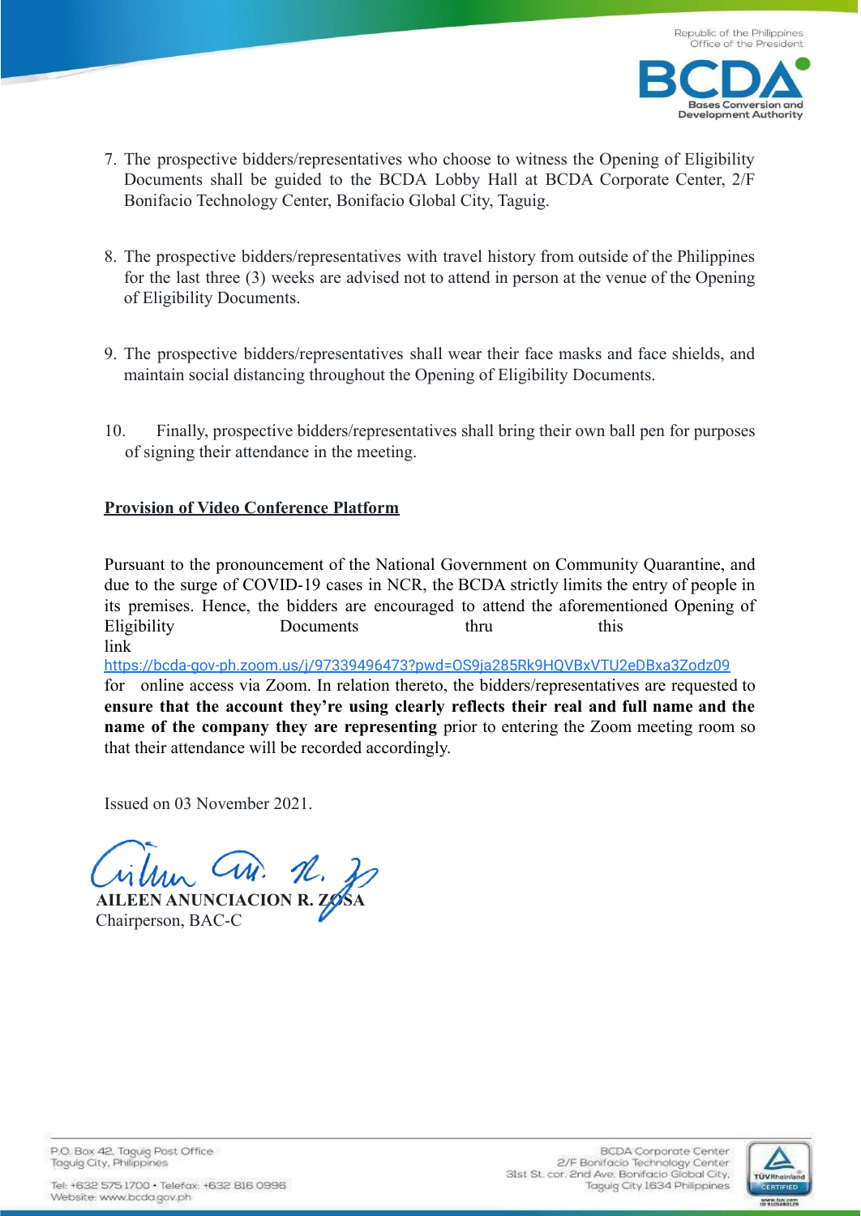7. The prospective bidders/representatives who choose to witness the Opening of Eligibility Documents shall be guided to the BCDA Lobby Hall at BCDA Corporate Center, 2/F Bonifacio Technology Center, Bonifacio Global City, Taguig.

8. The prospective bidders/representatives with travel history from outside of the Philippines for the last three (3) weeks are advised not to attend in person at the venue of the Opening of Eligibility Documents.

9. The prospective bidders/representatives shall wear their face masks and face shields, and maintain social distancing throughout the Opening of Eligibility Documents.

10. Finally, prospective bidders/representatives shall bring their own ball pen for purposes of signing their attendance in the meeting.

**Provision of Video Conference Platform**

Pursuant to the pronouncement of the National Government on Community Quarantine, and due to the surge of COVID-19 cases in NCR, the BCDA strictly limits the entry of people in its premises. Hence, the bidders are encouraged to attend the aforementioned Opening of Eligibility Documents thru this link https://bcda-gov-ph.zoom.us/j/97339496473?pwd=OS9ja285Rk9HQVBxVTU2eDBxa3Zodz09 for online access via Zoom. In relation thereto, the bidders/representatives are requested to **ensure that the account they're using clearly reflects their real and full name and the name of the company they are representing** prior to entering the Zoom meeting room so that their attendance will be recorded accordingly.

Issued on 03 November 2021.

**AILEEN ANUNCIACION R. ZOSA**
Chairperson, BAC-C